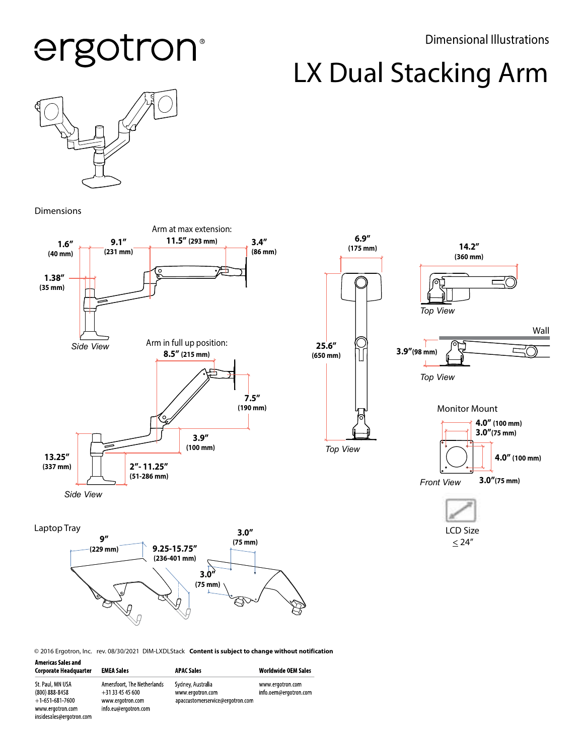ergotron®

Dimensional Illustrations

# LX Dual Stacking Arm

## Dimensions

Arm at max extension:

1.6″ (40 mm)

9.1″ (231 mm)

11.5″ (293 mm)

3.4″ (86 mm)

1.38″ (35 mm)

*Side View*

Arm in full up position:

8.5″ (215 mm)

7.5″ (190 mm)

3.9″ (100 mm)

13.25″ (337 mm)

2″- 11.25″ (51-286 mm)

*Side View*

6.9″ (175 mm)

25.6″ (650 mm)

*Top View*

14.2″ (360 mm)

*Top View*

Wall

3.9″ (98 mm)

*Top View*

Monitor Mount

4.0″ (100 mm)

3.0″ (75 mm)

4.0″ (100 mm)

3.0″ (75 mm)

*Front View*

LCD Size

≤ 24″

## Laptop Tray

9″ (229 mm)

9.25-15.75″ (236-401 mm)

3.0″ (75 mm)

3.0″ (75 mm)

© 2016 Ergotron, Inc. rev. 08/30/2021 DIM-LXDLStack **Content is subject to change without notification**

| Americas Sales and Corporate Headquarter | EMEA Sales | APAC Sales | Worldwide OEM Sales |
|---|---|---|---|
| St. Paul, MN USA<br>(800) 888-8458<br>+1-651-681-7600<br>www.ergotron.com<br>insidesales@ergotron.com | Amersfoort, The Netherlands<br>+31 33 45 45 600<br>www.ergotron.com<br>info.eu@ergotron.com | Sydney, Australia<br>www.ergotron.com<br>apaccustomerservice@ergotron.com | www.ergotron.com<br>info.oem@ergotron.com |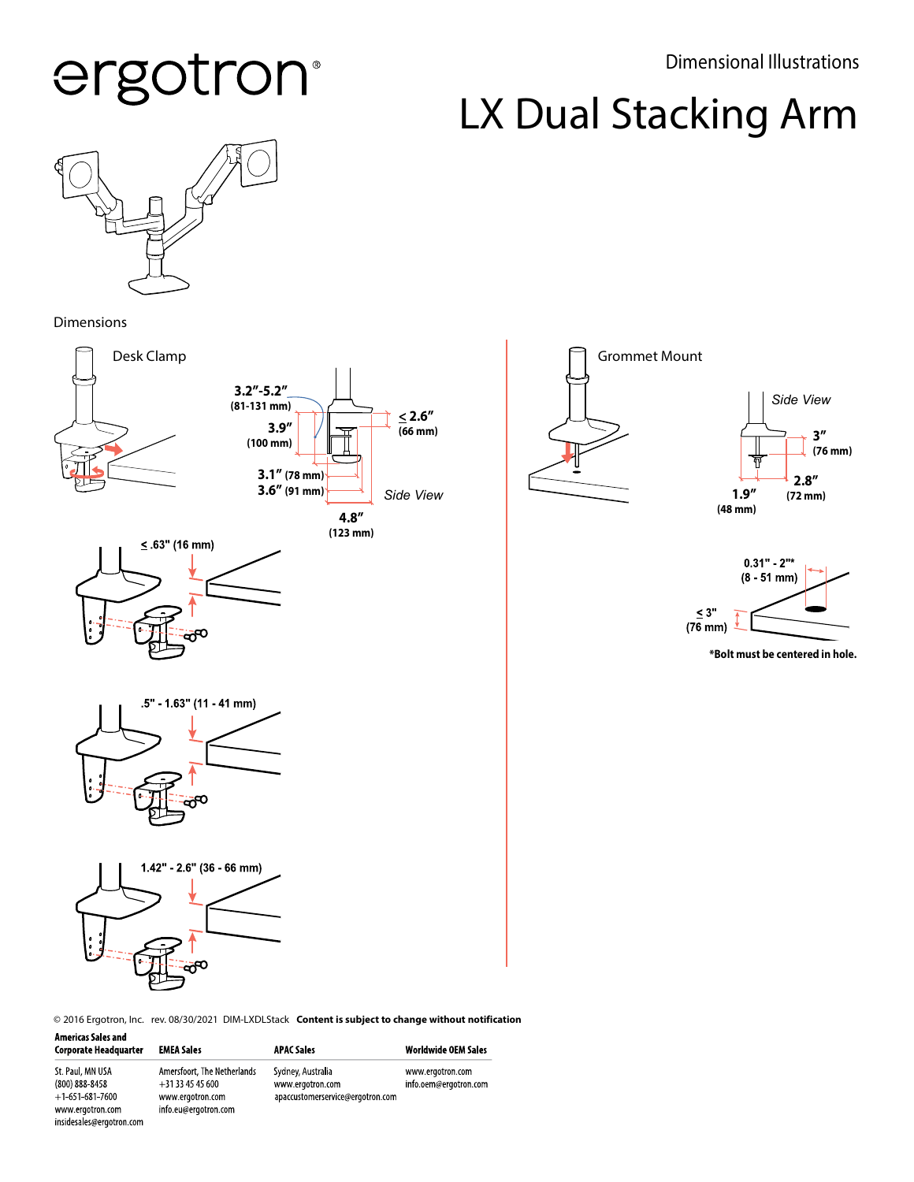ergotron®

Dimensional Illustrations

# LX Dual Stacking Arm

## Dimensions

### Desk Clamp

3.2″-5.2″ (81-131 mm)

3.9″ (100 mm)

≤ 2.6″ (66 mm)

3.1″ (78 mm)

3.6″ (91 mm)

*Side View*

4.8″ (123 mm)

≤ .63" (16 mm)

.5" - 1.63" (11 - 41 mm)

1.42" - 2.6" (36 - 66 mm)

### Grommet Mount

*Side View*

3″ (76 mm)

2.8″ (72 mm)

1.9″ (48 mm)

0.31" - 2"* (8 - 51 mm)

≤ 3" (76 mm)

**\*Bolt must be centered in hole.**

© 2016 Ergotron, Inc. rev. 08/30/2021 DIM-LXDLStack **Content is subject to change without notification**

| Americas Sales and Corporate Headquarter | EMEA Sales | APAC Sales | Worldwide OEM Sales |
|---|---|---|---|
| St. Paul, MN USA<br>(800) 888-8458<br>+1-651-681-7600<br>www.ergotron.com<br>insidesales@ergotron.com | Amersfoort, The Netherlands<br>+31 33 45 45 600<br>www.ergotron.com<br>info.eu@ergotron.com | Sydney, Australia<br>www.ergotron.com<br>apaccustomerservice@ergotron.com | www.ergotron.com<br>info.oem@ergotron.com |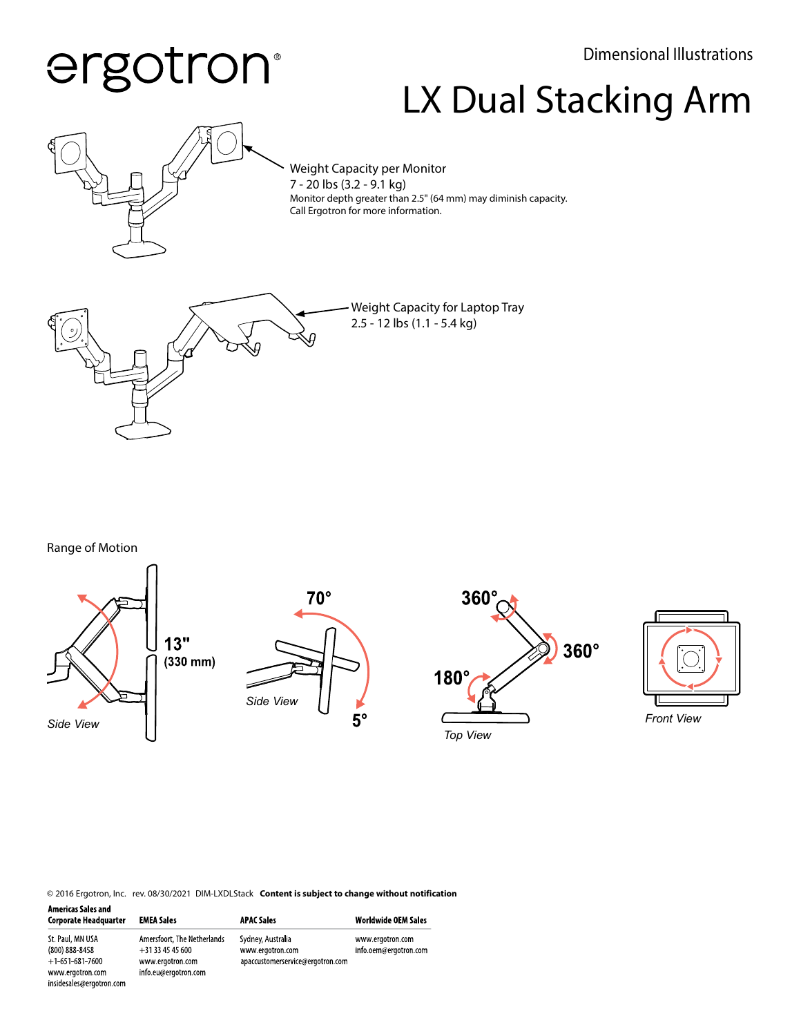ergotron®

Dimensional Illustrations

# LX Dual Stacking Arm

Weight Capacity per Monitor
7 - 20 lbs (3.2 - 9.1 kg)
Monitor depth greater than 2.5" (64 mm) may diminish capacity.
Call Ergotron for more information.

Weight Capacity for Laptop Tray
2.5 - 12 lbs (1.1 - 5.4 kg)

Range of Motion

13"
(330 mm)
*Side View*

70°
5°
*Side View*

360°
360°
180°
*Top View*

*Front View*

© 2016 Ergotron, Inc. rev. 08/30/2021 DIM-LXDLStack **Content is subject to change without notification**

| Americas Sales and Corporate Headquarter | EMEA Sales | APAC Sales | Worldwide OEM Sales |
|---|---|---|---|
| St. Paul, MN USA<br>(800) 888-8458<br>+1-651-681-7600<br>www.ergotron.com<br>insidesales@ergotron.com | Amersfoort, The Netherlands<br>+31 33 45 45 600<br>www.ergotron.com<br>info.eu@ergotron.com | Sydney, Australia<br>www.ergotron.com<br>apaccustomerservice@ergotron.com | www.ergotron.com<br>info.oem@ergotron.com |